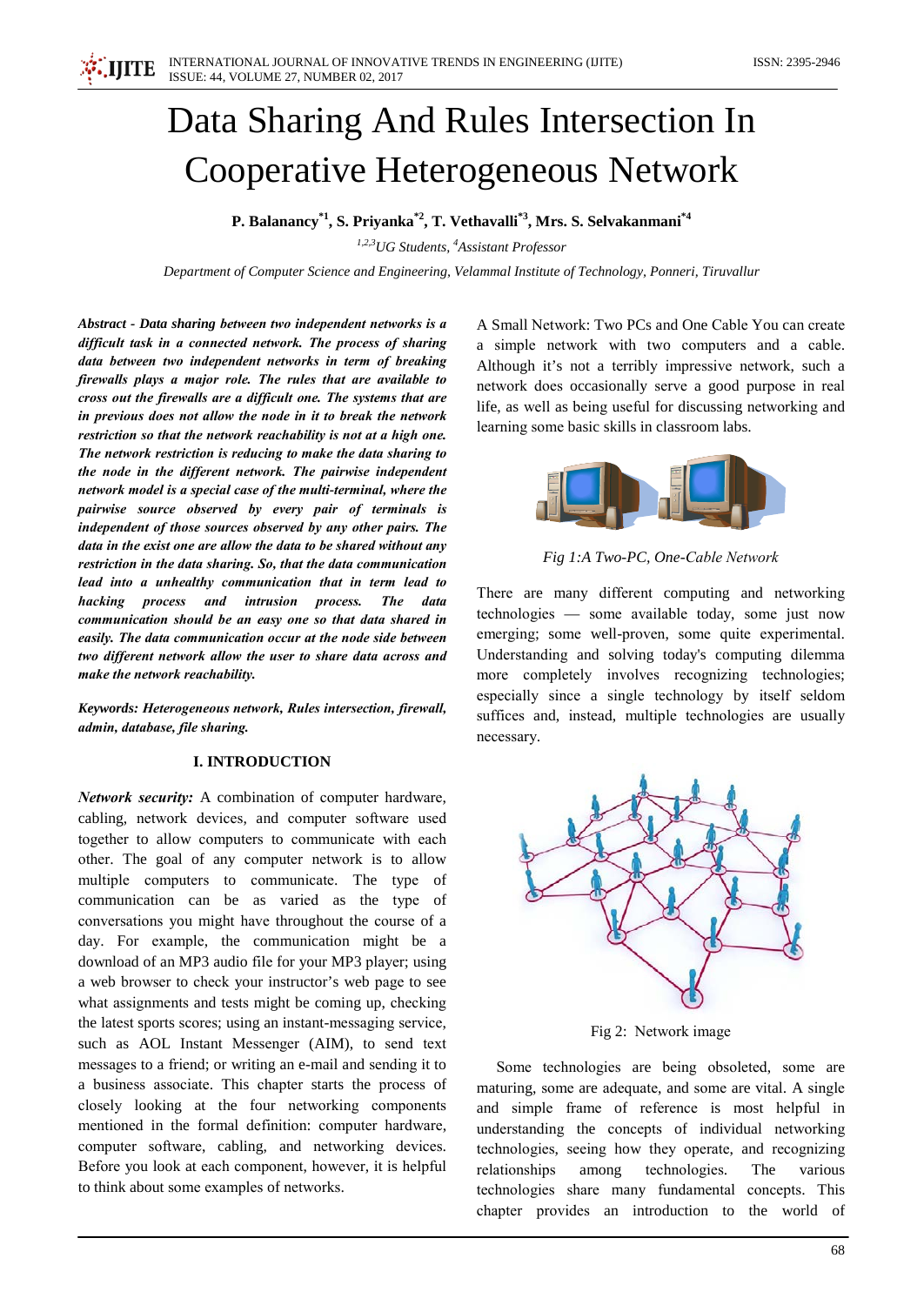# Data Sharing And Rules Intersection In Cooperative Heterogeneous Network

**P. Balanancy[*1], S. Priyanka[*2], T. Vethavalli[*3], Mrs. S. Selvakanmani[*4]**

*[1,2,3]UG Students, [4]Assistant Professor*

*Department of Computer Science and Engineering, Velammal Institute of Technology, Ponneri, Tiruvallur*

***Abstract - Data sharing between two independent networks is a difficult task in a connected network. The process of sharing data between two independent networks in term of breaking firewalls plays a major role. The rules that are available to cross out the firewalls are a difficult one. The systems that are in previous does not allow the node in it to break the network restriction so that the network reachability is not at a high one. The network restriction is reducing to make the data sharing to the node in the different network. The pairwise independent network model is a special case of the multi-terminal, where the pairwise source observed by every pair of terminals is independent of those sources observed by any other pairs. The data in the exist one are allow the data to be shared without any restriction in the data sharing. So, that the data communication lead into a unhealthy communication that in term lead to hacking process and intrusion process. The data communication should be an easy one so that data shared in easily. The data communication occur at the node side between two different network allow the user to share data across and make the network reachability.***

***Keywords: Heterogeneous network, Rules intersection, firewall, admin, database, file sharing.***

## I. INTRODUCTION

***Network security:*** A combination of computer hardware, cabling, network devices, and computer software used together to allow computers to communicate with each other. The goal of any computer network is to allow multiple computers to communicate. The type of communication can be as varied as the type of conversations you might have throughout the course of a day. For example, the communication might be a download of an MP3 audio file for your MP3 player; using a web browser to check your instructor's web page to see what assignments and tests might be coming up, checking the latest sports scores; using an instant-messaging service, such as AOL Instant Messenger (AIM), to send text messages to a friend; or writing an e-mail and sending it to a business associate. This chapter starts the process of closely looking at the four networking components mentioned in the formal definition: computer hardware, computer software, cabling, and networking devices. Before you look at each component, however, it is helpful to think about some examples of networks.

A Small Network: Two PCs and One Cable You can create a simple network with two computers and a cable. Although it's not a terribly impressive network, such a network does occasionally serve a good purpose in real life, as well as being useful for discussing networking and learning some basic skills in classroom labs.

*Fig 1:A Two-PC, One-Cable Network*

There are many different computing and networking technologies — some available today, some just now emerging; some well-proven, some quite experimental. Understanding and solving today's computing dilemma more completely involves recognizing technologies; especially since a single technology by itself seldom suffices and, instead, multiple technologies are usually necessary.

Fig 2: Network image

Some technologies are being obsoleted, some are maturing, some are adequate, and some are vital. A single and simple frame of reference is most helpful in understanding the concepts of individual networking technologies, seeing how they operate, and recognizing relationships among technologies. The various technologies share many fundamental concepts. This chapter provides an introduction to the world of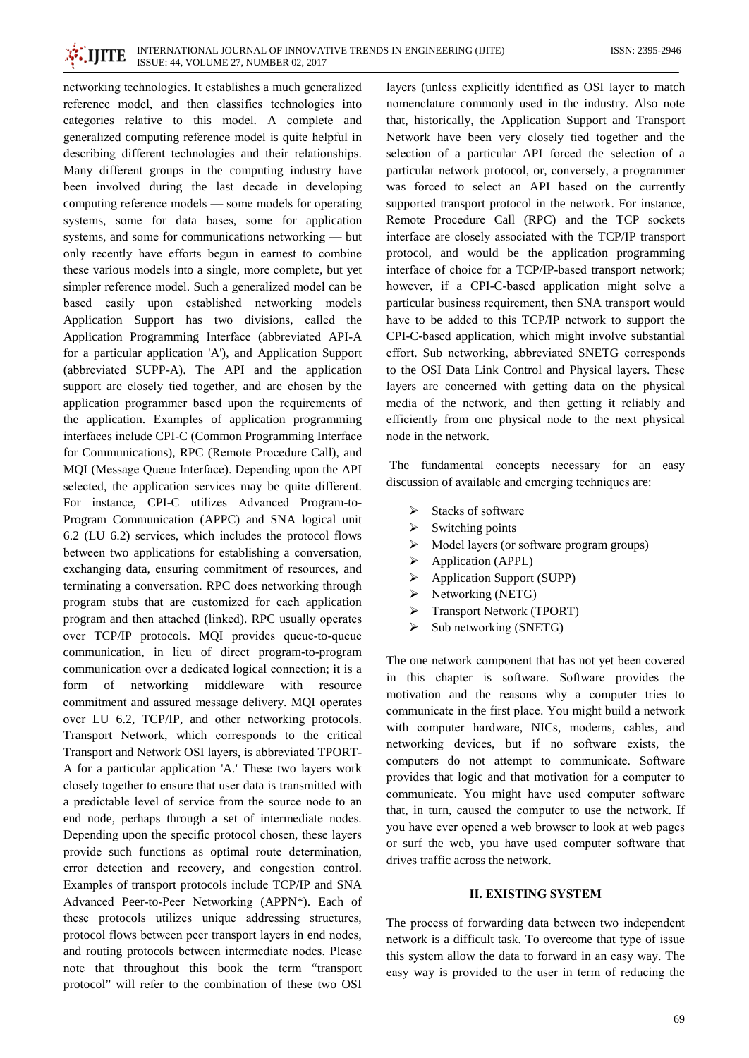networking technologies. It establishes a much generalized reference model, and then classifies technologies into categories relative to this model. A complete and generalized computing reference model is quite helpful in describing different technologies and their relationships. Many different groups in the computing industry have been involved during the last decade in developing computing reference models — some models for operating systems, some for data bases, some for application systems, and some for communications networking — but only recently have efforts begun in earnest to combine these various models into a single, more complete, but yet simpler reference model. Such a generalized model can be based easily upon established networking models Application Support has two divisions, called the Application Programming Interface (abbreviated API-A for a particular application 'A'), and Application Support (abbreviated SUPP-A). The API and the application support are closely tied together, and are chosen by the application programmer based upon the requirements of the application. Examples of application programming interfaces include CPI-C (Common Programming Interface for Communications), RPC (Remote Procedure Call), and MQI (Message Queue Interface). Depending upon the API selected, the application services may be quite different. For instance, CPI-C utilizes Advanced Program-to-Program Communication (APPC) and SNA logical unit 6.2 (LU 6.2) services, which includes the protocol flows between two applications for establishing a conversation, exchanging data, ensuring commitment of resources, and terminating a conversation. RPC does networking through program stubs that are customized for each application program and then attached (linked). RPC usually operates over TCP/IP protocols. MQI provides queue-to-queue communication, in lieu of direct program-to-program communication over a dedicated logical connection; it is a form of networking middleware with resource commitment and assured message delivery. MQI operates over LU 6.2, TCP/IP, and other networking protocols. Transport Network, which corresponds to the critical Transport and Network OSI layers, is abbreviated TPORT-A for a particular application 'A.' These two layers work closely together to ensure that user data is transmitted with a predictable level of service from the source node to an end node, perhaps through a set of intermediate nodes. Depending upon the specific protocol chosen, these layers provide such functions as optimal route determination, error detection and recovery, and congestion control. Examples of transport protocols include TCP/IP and SNA Advanced Peer-to-Peer Networking (APPN*). Each of these protocols utilizes unique addressing structures, protocol flows between peer transport layers in end nodes, and routing protocols between intermediate nodes. Please note that throughout this book the term "transport protocol" will refer to the combination of these two OSI layers (unless explicitly identified as OSI layer to match nomenclature commonly used in the industry. Also note that, historically, the Application Support and Transport Network have been very closely tied together and the selection of a particular API forced the selection of a particular network protocol, or, conversely, a programmer was forced to select an API based on the currently supported transport protocol in the network. For instance, Remote Procedure Call (RPC) and the TCP sockets interface are closely associated with the TCP/IP transport protocol, and would be the application programming interface of choice for a TCP/IP-based transport network; however, if a CPI-C-based application might solve a particular business requirement, then SNA transport would have to be added to this TCP/IP network to support the CPI-C-based application, which might involve substantial effort. Sub networking, abbreviated SNETG corresponds to the OSI Data Link Control and Physical layers. These layers are concerned with getting data on the physical media of the network, and then getting it reliably and efficiently from one physical node to the next physical node in the network.

The fundamental concepts necessary for an easy discussion of available and emerging techniques are:

- Stacks of software
- Switching points
- Model layers (or software program groups)
- Application (APPL)
- Application Support (SUPP)
- Networking (NETG)
- Transport Network (TPORT)
- Sub networking (SNETG)

The one network component that has not yet been covered in this chapter is software. Software provides the motivation and the reasons why a computer tries to communicate in the first place. You might build a network with computer hardware, NICs, modems, cables, and networking devices, but if no software exists, the computers do not attempt to communicate. Software provides that logic and that motivation for a computer to communicate. You might have used computer software that, in turn, caused the computer to use the network. If you have ever opened a web browser to look at web pages or surf the web, you have used computer software that drives traffic across the network.

## II. EXISTING SYSTEM

The process of forwarding data between two independent network is a difficult task. To overcome that type of issue this system allow the data to forward in an easy way. The easy way is provided to the user in term of reducing the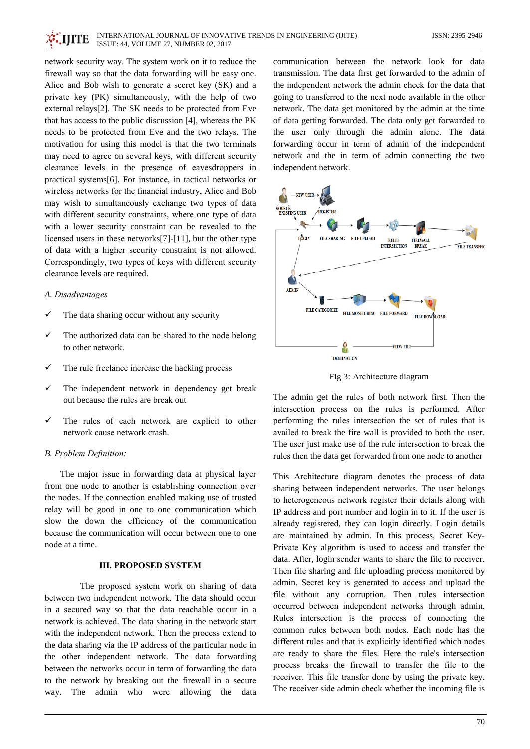network security way. The system work on it to reduce the firewall way so that the data forwarding will be easy one. Alice and Bob wish to generate a secret key (SK) and a private key (PK) simultaneously, with the help of two external relays[2]. The SK needs to be protected from Eve that has access to the public discussion [4], whereas the PK needs to be protected from Eve and the two relays. The motivation for using this model is that the two terminals may need to agree on several keys, with different security clearance levels in the presence of eavesdroppers in practical systems[6]. For instance, in tactical networks or wireless networks for the financial industry, Alice and Bob may wish to simultaneously exchange two types of data with different security constraints, where one type of data with a lower security constraint can be revealed to the licensed users in these networks[7]-[11], but the other type of data with a higher security constraint is not allowed. Correspondingly, two types of keys with different security clearance levels are required.

### *A. Disadvantages*

- ✓ The data sharing occur without any security
- ✓ The authorized data can be shared to the node belong to other network.
- ✓ The rule freelance increase the hacking process
- ✓ The independent network in dependency get break out because the rules are break out
- ✓ The rules of each network are explicit to other network cause network crash.

### *B. Problem Definition:*

The major issue in forwarding data at physical layer from one node to another is establishing connection over the nodes. If the connection enabled making use of trusted relay will be good in one to one communication which slow the down the efficiency of the communication because the communication will occur between one to one node at a time.

## III. PROPOSED SYSTEM

The proposed system work on sharing of data between two independent network. The data should occur in a secured way so that the data reachable occur in a network is achieved. The data sharing in the network start with the independent network. Then the process extend to the data sharing via the IP address of the particular node in the other independent network. The data forwarding between the networks occur in term of forwarding the data to the network by breaking out the firewall in a secure way. The admin who were allowing the data communication between the network look for data transmission. The data first get forwarded to the admin of the independent network the admin check for the data that going to transferred to the next node available in the other network. The data get monitored by the admin at the time of data getting forwarded. The data only get forwarded to the user only through the admin alone. The data forwarding occur in term of admin of the independent network and in term of admin connecting the two independent network.

Fig 3: Architecture diagram

The admin get the rules of both network first. Then the intersection process on the rules is performed. After performing the rules intersection the set of rules that is availed to break the fire wall is provided to both the user. The user just make use of the rule intersection to break the rules then the data get forwarded from one node to another

This Architecture diagram denotes the process of data sharing between independent networks. The user belongs to heterogeneous network register their details along with IP address and port number and login in to it. If the user is already registered, they can login directly. Login details are maintained by admin. In this process, Secret Key-Private Key algorithm is used to access and transfer the data. After, login sender wants to share the file to receiver. Then file sharing and file uploading process monitored by admin. Secret key is generated to access and upload the file without any corruption. Then rules intersection occurred between independent networks through admin. Rules intersection is the process of connecting the common rules between both nodes. Each node has the different rules and that is explicitly identified which nodes are ready to share the files. Here the rule's intersection process breaks the firewall to transfer the file to the receiver. This file transfer done by using the private key. The receiver side admin check whether the incoming file is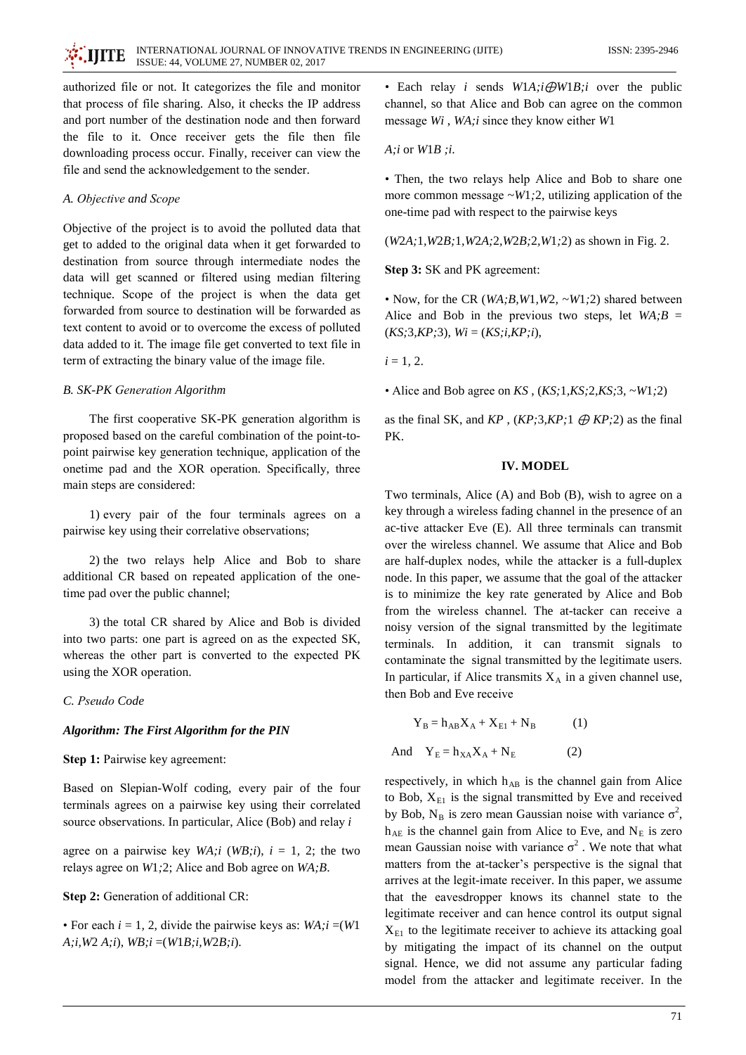authorized file or not. It categorizes the file and monitor that process of file sharing. Also, it checks the IP address and port number of the destination node and then forward the file to it. Once receiver gets the file then file downloading process occur. Finally, receiver can view the file and send the acknowledgement to the sender.

### *A. Objective and Scope*

Objective of the project is to avoid the polluted data that get to added to the original data when it get forwarded to destination from source through intermediate nodes the data will get scanned or filtered using median filtering technique. Scope of the project is when the data get forwarded from source to destination will be forwarded as text content to avoid or to overcome the excess of polluted data added to it. The image file get converted to text file in term of extracting the binary value of the image file.

### *B. SK-PK Generation Algorithm*

The first cooperative SK-PK generation algorithm is proposed based on the careful combination of the point-to-point pairwise key generation technique, application of the onetime pad and the XOR operation. Specifically, three main steps are considered:

1) every pair of the four terminals agrees on a pairwise key using their correlative observations;

2) the two relays help Alice and Bob to share additional CR based on repeated application of the one-time pad over the public channel;

3) the total CR shared by Alice and Bob is divided into two parts: one part is agreed on as the expected SK, whereas the other part is converted to the expected PK using the XOR operation.

### *C. Pseudo Code*

***Algorithm: The First Algorithm for the PIN***

**Step 1:** Pairwise key agreement:

Based on Slepian-Wolf coding, every pair of the four terminals agrees on a pairwise key using their correlated source observations. In particular, Alice (Bob) and relay *i*

agree on a pairwise key *WA;i* (*WB;i*), *i* = 1, 2; the two relays agree on *W*1*;*2; Alice and Bob agree on *WA;B*.

**Step 2:** Generation of additional CR:

• For each *i* = 1, 2, divide the pairwise keys as: *WA;i* =(*W*1 *A;i*,*W*2 *A;i*), *WB;i* =(*W*1*B;i*,*W*2*B;i*).

• Each relay *i* sends *W*1*A;i*⊕*W*1*B;i* over the public channel, so that Alice and Bob can agree on the common message *Wi* , *WA;i* since they know either *W*1

*A;i* or *W*1*B ;i*.

• Then, the two relays help Alice and Bob to share one more common message ~*W*1*;*2, utilizing application of the one-time pad with respect to the pairwise keys

(*W*2*A;*1,*W*2*B;*1,*W*2*A;*2,*W*2*B;*2,*W*1*;*2) as shown in Fig. 2.

**Step 3:** SK and PK agreement:

• Now, for the CR (*WA;B*,*W*1,*W*2, ~*W*1*;*2) shared between Alice and Bob in the previous two steps, let *WA;B* = (*KS;*3,*KP;*3), *Wi* = (*KS;i*,*KP;i*),

*i* = 1, 2.

• Alice and Bob agree on *KS* , (*KS;*1,*KS;*2,*KS;*3, ~*W*1*;*2)

as the final SK, and *KP* , (*KP;*3,*KP;*1 ⊕ *KP;*2) as the final PK.

## IV. MODEL

Two terminals, Alice (A) and Bob (B), wish to agree on a key through a wireless fading channel in the presence of an ac-tive attacker Eve (E). All three terminals can transmit over the wireless channel. We assume that Alice and Bob are half-duplex nodes, while the attacker is a full-duplex node. In this paper, we assume that the goal of the attacker is to minimize the key rate generated by Alice and Bob from the wireless channel. The at-tacker can receive a noisy version of the signal transmitted by the legitimate terminals. In addition, it can transmit signals to contaminate the signal transmitted by the legitimate users. In particular, if Alice transmits $X_A$ in a given channel use, then Bob and Eve receive

$$Y_B = h_{AB}X_A + X_{E1} + N_B \qquad (1)$$

$$\text{And} \quad Y_E = h_{XA}X_A + N_E \qquad (2)$$

respectively, in which $h_{AB}$ is the channel gain from Alice to Bob, $X_{E1}$ is the signal transmitted by Eve and received by Bob, $N_B$ is zero mean Gaussian noise with variance $\sigma^2$, $h_{AE}$ is the channel gain from Alice to Eve, and $N_E$ is zero mean Gaussian noise with variance $\sigma^2$ . We note that what matters from the at-tacker's perspective is the signal that arrives at the legit-imate receiver. In this paper, we assume that the eavesdropper knows its channel state to the legitimate receiver and can hence control its output signal $X_{E1}$ to the legitimate receiver to achieve its attacking goal by mitigating the impact of its channel on the output signal. Hence, we did not assume any particular fading model from the attacker and legitimate receiver. In the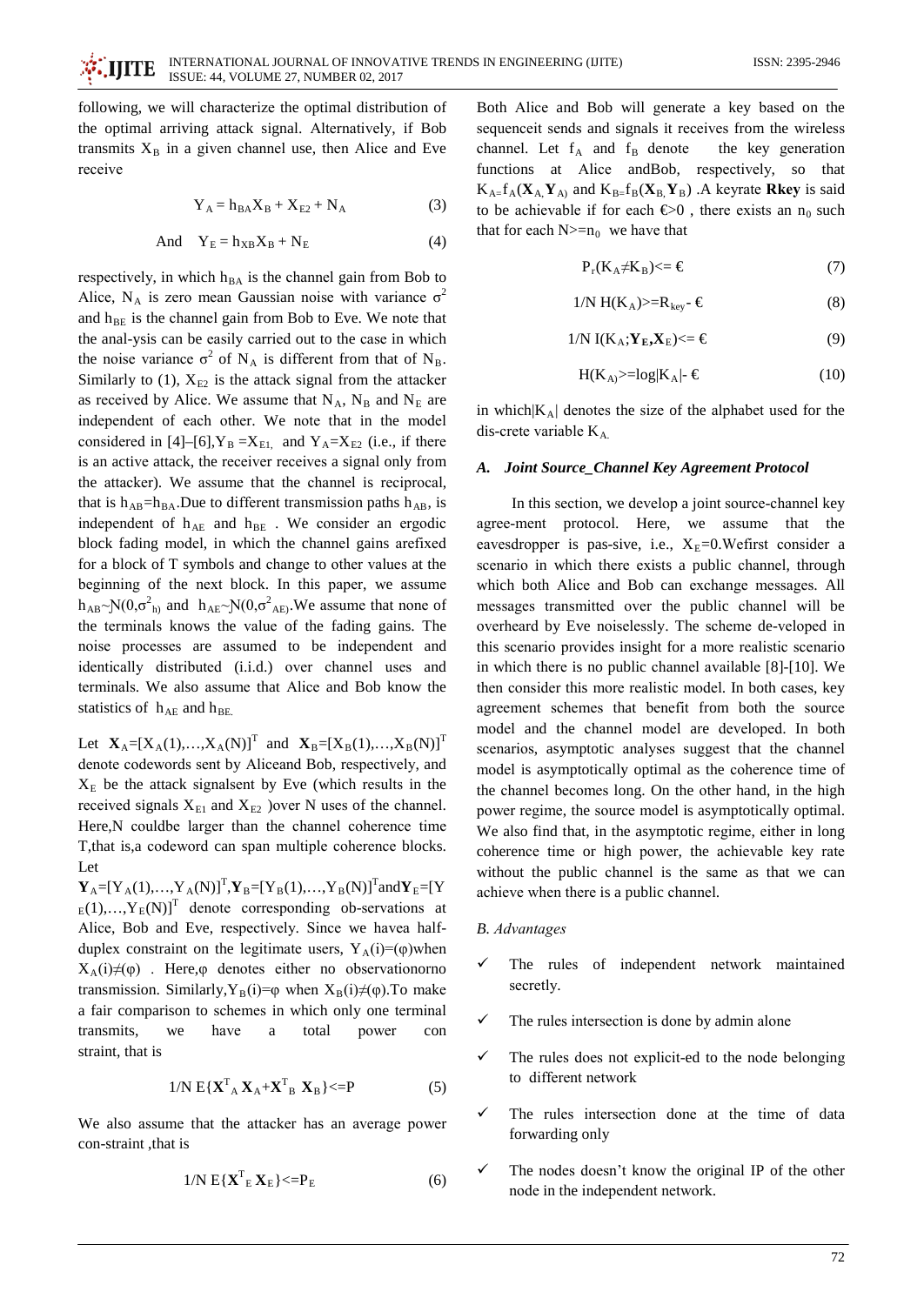following, we will characterize the optimal distribution of the optimal arriving attack signal. Alternatively, if Bob transmits $X_B$ in a given channel use, then Alice and Eve receive

$$Y_A = h_{BA}X_B + X_{E2} + N_A \quad (3)$$

$$\text{And} \quad Y_E = h_{XB}X_B + N_E \quad (4)$$

respectively, in which $h_{BA}$ is the channel gain from Bob to Alice, $N_A$ is zero mean Gaussian noise with variance $\sigma^2$ and $h_{BE}$ is the channel gain from Bob to Eve. We note that the anal-ysis can be easily carried out to the case in which the noise variance $\sigma^2$ of $N_A$ is different from that of $N_B$. Similarly to (1), $X_{E2}$ is the attack signal from the attacker as received by Alice. We assume that $N_A$, $N_B$ and $N_E$ are independent of each other. We note that in the model considered in [4]–[6],$Y_B = X_{E1}$ and $Y_A=X_{E2}$ (i.e., if there is an active attack, the receiver receives a signal only from the attacker). We assume that the channel is reciprocal, that is $h_{AB}=h_{BA}$.Due to different transmission paths $h_{AB}$, is independent of $h_{AE}$ and $h_{BE}$ . We consider an ergodic block fading model, in which the channel gains arefixed for a block of T symbols and change to other values at the beginning of the next block. In this paper, we assume $h_{AB}\sim N(0,\sigma^2_{h)}$ and $h_{AE}\sim N(0,\sigma^2_{AE)}$.We assume that none of the terminals knows the value of the fading gains. The noise processes are assumed to be independent and identically distributed (i.i.d.) over channel uses and terminals. We also assume that Alice and Bob know the statistics of $h_{AE}$ and $h_{BE.}$

Let $\mathbf{X}_A=[X_A(1),\ldots,X_A(N)]^T$ and $\mathbf{X}_B=[X_B(1),\ldots,X_B(N)]^T$ denote codewords sent by Aliceand Bob, respectively, and $X_E$ be the attack signalsent by Eve (which results in the received signals $X_{E1}$ and $X_{E2}$ )over N uses of the channel. Here,N couldbe larger than the channel coherence time T,that is,a codeword can span multiple coherence blocks. Let $\mathbf{Y}_A=[Y_A(1),\ldots,Y_A(N)]^T$,$\mathbf{Y}_B=[Y_B(1),\ldots,Y_B(N)]^T$and$\mathbf{Y}_E=[Y_E(1),\ldots,Y_E(N)]^T$ denote corresponding ob-servations at Alice, Bob and Eve, respectively. Since we havea half-duplex constraint on the legitimate users, $Y_A(i)=(\varphi)$when $X_A(i)\neq(\varphi)$ . Here,$\varphi$ denotes either no observationorno transmission. Similarly,$Y_B(i)=\varphi$ when $X_B(i)\neq(\varphi)$.To make a fair comparison to schemes in which only one terminal transmits, we have a total power con straint, that is

$$1/N \; E\{\mathbf{X}^T_A \mathbf{X}_A+\mathbf{X}^T_B \mathbf{X}_B\}<=P \quad (5)$$

We also assume that the attacker has an average power con-straint ,that is

$$1/N \; E\{\mathbf{X}^T_E \mathbf{X}_E\}<=P_E \quad (6)$$

Both Alice and Bob will generate a key based on the sequenceit sends and signals it receives from the wireless channel. Let $f_A$ and $f_B$ denote the key generation functions at Alice andBob, respectively, so that $K_A=f_A(\mathbf{X}_A,\mathbf{Y}_A)$ and $K_B=f_B(\mathbf{X}_B,\mathbf{Y}_B)$ .A keyrate **Rkey** is said to be achievable if for each €>0 , there exists an $n_0$ such that for each $N>=n_0$ we have that

$$P_r(K_A\neq K_B)<= € \quad (7)$$

$$1/N \; H(K_A)>=R_{key}- € \quad (8)$$

$$1/N \; I(K_A;\mathbf{Y_E},\mathbf{X}_E)<= € \quad (9)$$

$$H(K_{A)}>=\log|K_A|- € \quad (10)$$

in which$|K_A|$ denotes the size of the alphabet used for the dis-crete variable $K_{A.}$

### *A. Joint Source_Channel Key Agreement Protocol*

In this section, we develop a joint source-channel key agree-ment protocol. Here, we assume that the eavesdropper is pas-sive, i.e., $X_E=0$.Wefirst consider a scenario in which there exists a public channel, through which both Alice and Bob can exchange messages. All messages transmitted over the public channel will be overheard by Eve noiselessly. The scheme de-veloped in this scenario provides insight for a more realistic scenario in which there is no public channel available [8]-[10]. We then consider this more realistic model. In both cases, key agreement schemes that benefit from both the source model and the channel model are developed. In both scenarios, asymptotic analyses suggest that the channel model is asymptotically optimal as the coherence time of the channel becomes long. On the other hand, in the high power regime, the source model is asymptotically optimal. We also find that, in the asymptotic regime, either in long coherence time or high power, the achievable key rate without the public channel is the same as that we can achieve when there is a public channel.

### *B. Advantages*

- ✓ The rules of independent network maintained secretly.
- ✓ The rules intersection is done by admin alone
- ✓ The rules does not explicit-ed to the node belonging to different network
- ✓ The rules intersection done at the time of data forwarding only
- ✓ The nodes doesn't know the original IP of the other node in the independent network.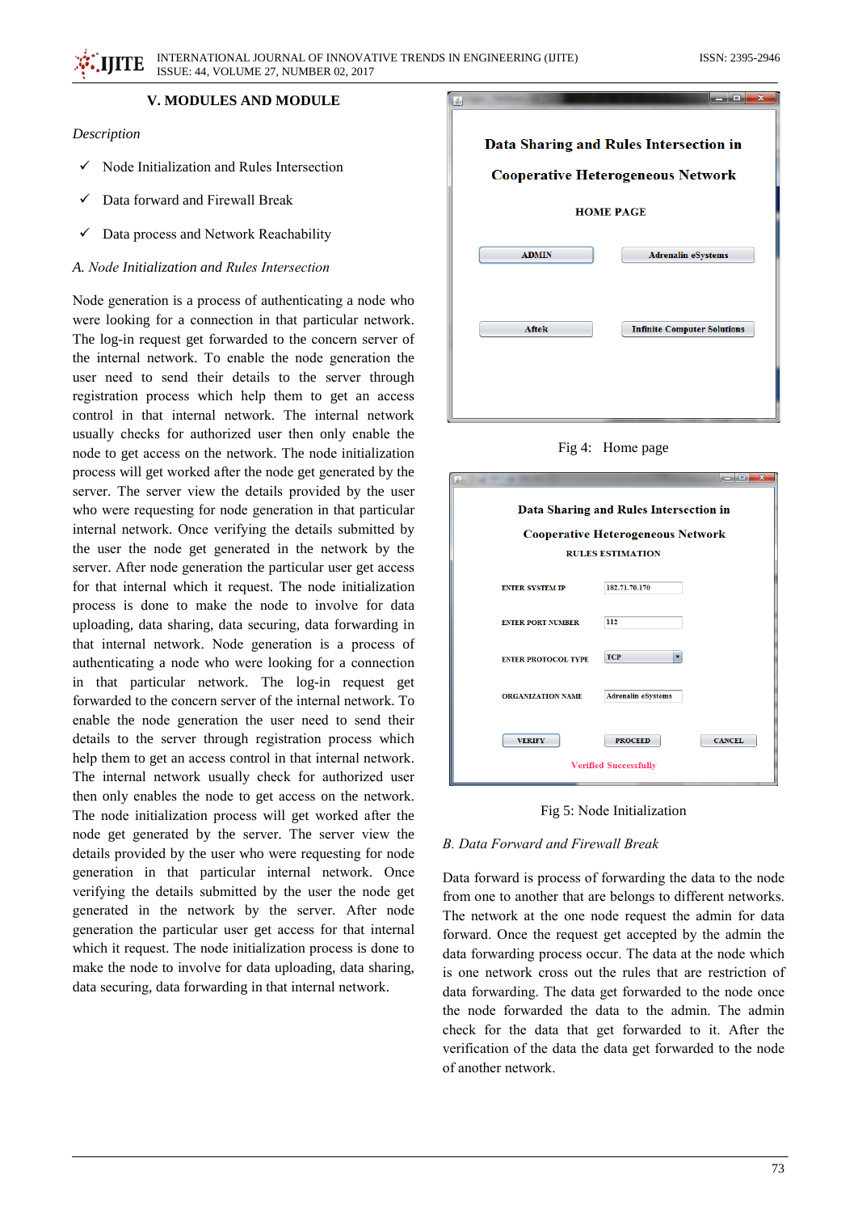## V. MODULES AND MODULE

*Description*

- ✓ Node Initialization and Rules Intersection
- ✓ Data forward and Firewall Break
- ✓ Data process and Network Reachability

*A. Node Initialization and Rules Intersection*

Node generation is a process of authenticating a node who were looking for a connection in that particular network. The log-in request get forwarded to the concern server of the internal network. To enable the node generation the user need to send their details to the server through registration process which help them to get an access control in that internal network. The internal network usually checks for authorized user then only enable the node to get access on the network. The node initialization process will get worked after the node get generated by the server. The server view the details provided by the user who were requesting for node generation in that particular internal network. Once verifying the details submitted by the user the node get generated in the network by the server. After node generation the particular user get access for that internal which it request. The node initialization process is done to make the node to involve for data uploading, data sharing, data securing, data forwarding in that internal network. Node generation is a process of authenticating a node who were looking for a connection in that particular network. The log-in request get forwarded to the concern server of the internal network. To enable the node generation the user need to send their details to the server through registration process which help them to get an access control in that internal network. The internal network usually check for authorized user then only enables the node to get access on the network. The node initialization process will get worked after the node get generated by the server. The server view the details provided by the user who were requesting for node generation in that particular internal network. Once verifying the details submitted by the user the node get generated in the network by the server. After node generation the particular user get access for that internal which it request. The node initialization process is done to make the node to involve for data uploading, data sharing, data securing, data forwarding in that internal network.

Fig 4: Home page

Fig 5: Node Initialization

*B. Data Forward and Firewall Break*

Data forward is process of forwarding the data to the node from one to another that are belongs to different networks. The network at the one node request the admin for data forward. Once the request get accepted by the admin the data forwarding process occur. The data at the node which is one network cross out the rules that are restriction of data forwarding. The data get forwarded to the node once the node forwarded the data to the admin. The admin check for the data that get forwarded to it. After the verification of the data the data get forwarded to the node of another network.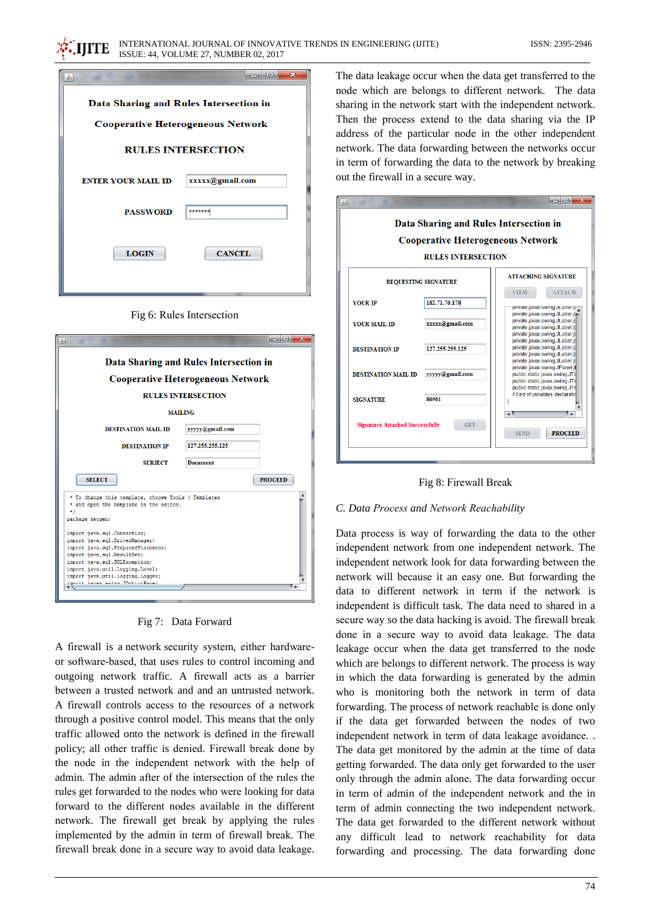Fig 6: Rules Intersection

Fig 7: Data Forward

A firewall is a network security system, either hardware- or software-based, that uses rules to control incoming and outgoing network traffic. A firewall acts as a barrier between a trusted network and and an untrusted network. A firewall controls access to the resources of a network through a positive control model. This means that the only traffic allowed onto the network is defined in the firewall policy; all other traffic is denied. Firewall break done by the node in the independent network with the help of admin. The admin after of the intersection of the rules the rules get forwarded to the nodes who were looking for data forward to the different nodes available in the different network. The firewall get break by applying the rules implemented by the admin in term of firewall break. The firewall break done in a secure way to avoid data leakage. The data leakage occur when the data get transferred to the node which are belongs to different network. The data sharing in the network start with the independent network. Then the process extend to the data sharing via the IP address of the particular node in the other independent network. The data forwarding between the networks occur in term of forwarding the data to the network by breaking out the firewall in a secure way.

Fig 8: Firewall Break

*C. Data Process and Network Reachability*

Data process is way of forwarding the data to the other independent network from one independent network. The independent network look for data forwarding between the network will because it an easy one. But forwarding the data to different network in term if the network is independent is difficult task. The data need to shared in a secure way so the data hacking is avoid. The firewall break done in a secure way to avoid data leakage. The data leakage occur when the data get transferred to the node which are belongs to different network. The process is way in which the data forwarding is generated by the admin who is monitoring both the network in term of data forwarding. The process of network reachable is done only if the data get forwarded between the nodes of two independent network in term of data leakage avoidance. . The data get monitored by the admin at the time of data getting forwarded. The data only get forwarded to the user only through the admin alone. The data forwarding occur in term of admin of the independent network and the in term of admin connecting the two independent network. The data get forwarded to the different network without any difficult lead to network reachability for data forwarding and processing. The data forwarding done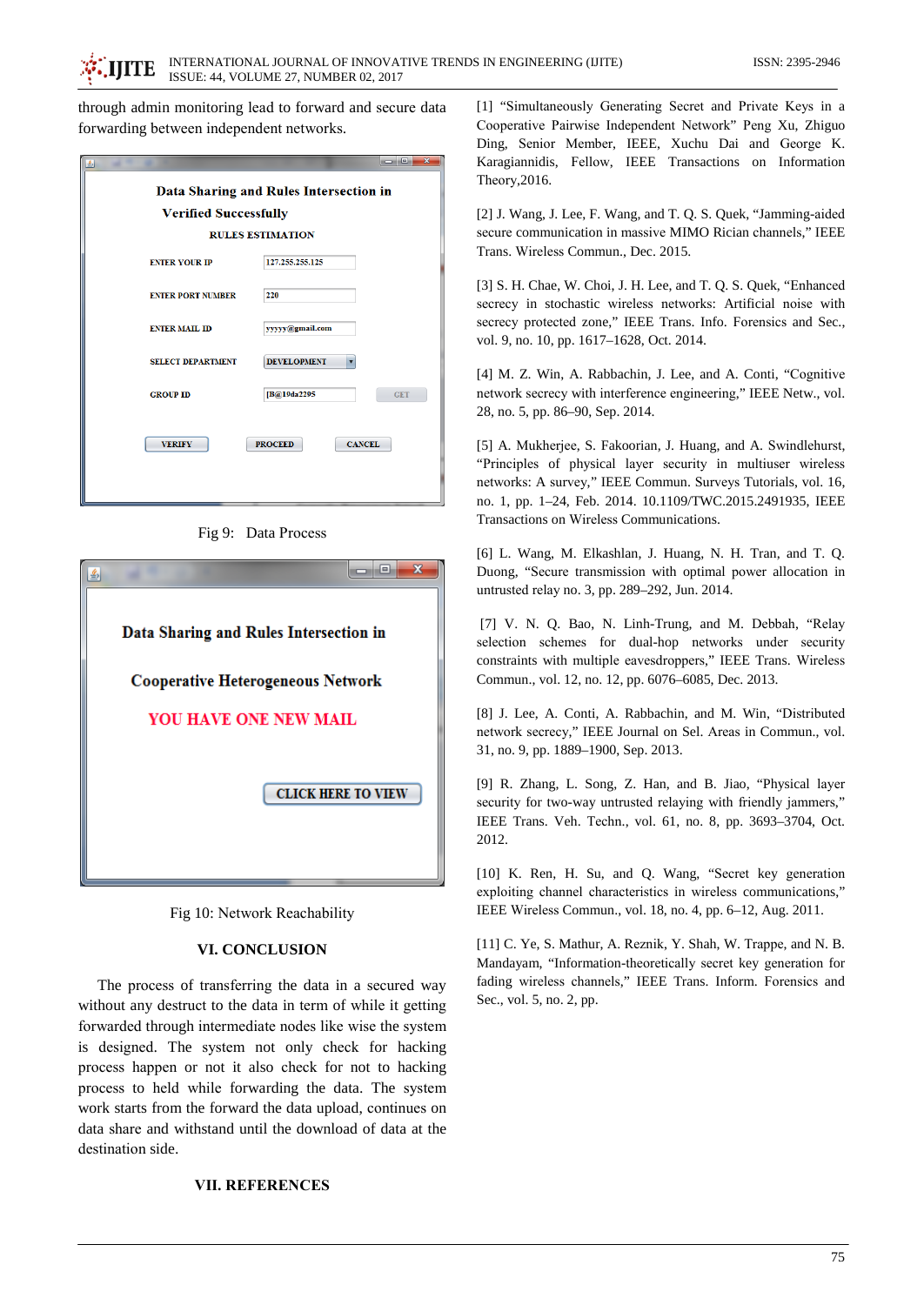through admin monitoring lead to forward and secure data forwarding between independent networks.

Fig 9: Data Process

Fig 10: Network Reachability

## VI. CONCLUSION

The process of transferring the data in a secured way without any destruct to the data in term of while it getting forwarded through intermediate nodes like wise the system is designed. The system not only check for hacking process happen or not it also check for not to hacking process to held while forwarding the data. The system work starts from the forward the data upload, continues on data share and withstand until the download of data at the destination side.

## VII. REFERENCES

[1] "Simultaneously Generating Secret and Private Keys in a Cooperative Pairwise Independent Network" Peng Xu, Zhiguo Ding, Senior Member, IEEE, Xuchu Dai and George K. Karagiannidis, Fellow, IEEE Transactions on Information Theory,2016.

[2] J. Wang, J. Lee, F. Wang, and T. Q. S. Quek, "Jamming-aided secure communication in massive MIMO Rician channels," IEEE Trans. Wireless Commun., Dec. 2015.

[3] S. H. Chae, W. Choi, J. H. Lee, and T. Q. S. Quek, "Enhanced secrecy in stochastic wireless networks: Artificial noise with secrecy protected zone," IEEE Trans. Info. Forensics and Sec., vol. 9, no. 10, pp. 1617–1628, Oct. 2014.

[4] M. Z. Win, A. Rabbachin, J. Lee, and A. Conti, "Cognitive network secrecy with interference engineering," IEEE Netw., vol. 28, no. 5, pp. 86–90, Sep. 2014.

[5] A. Mukherjee, S. Fakoorian, J. Huang, and A. Swindlehurst, "Principles of physical layer security in multiuser wireless networks: A survey," IEEE Commun. Surveys Tutorials, vol. 16, no. 1, pp. 1–24, Feb. 2014. 10.1109/TWC.2015.2491935, IEEE Transactions on Wireless Communications.

[6] L. Wang, M. Elkashlan, J. Huang, N. H. Tran, and T. Q. Duong, "Secure transmission with optimal power allocation in untrusted relay no. 3, pp. 289–292, Jun. 2014.

[7] V. N. Q. Bao, N. Linh-Trung, and M. Debbah, "Relay selection schemes for dual-hop networks under security constraints with multiple eavesdroppers," IEEE Trans. Wireless Commun., vol. 12, no. 12, pp. 6076–6085, Dec. 2013.

[8] J. Lee, A. Conti, A. Rabbachin, and M. Win, "Distributed network secrecy," IEEE Journal on Sel. Areas in Commun., vol. 31, no. 9, pp. 1889–1900, Sep. 2013.

[9] R. Zhang, L. Song, Z. Han, and B. Jiao, "Physical layer security for two-way untrusted relaying with friendly jammers," IEEE Trans. Veh. Techn., vol. 61, no. 8, pp. 3693–3704, Oct. 2012.

[10] K. Ren, H. Su, and Q. Wang, "Secret key generation exploiting channel characteristics in wireless communications," IEEE Wireless Commun., vol. 18, no. 4, pp. 6–12, Aug. 2011.

[11] C. Ye, S. Mathur, A. Reznik, Y. Shah, W. Trappe, and N. B. Mandayam, "Information-theoretically secret key generation for fading wireless channels," IEEE Trans. Inform. Forensics and Sec., vol. 5, no. 2, pp.